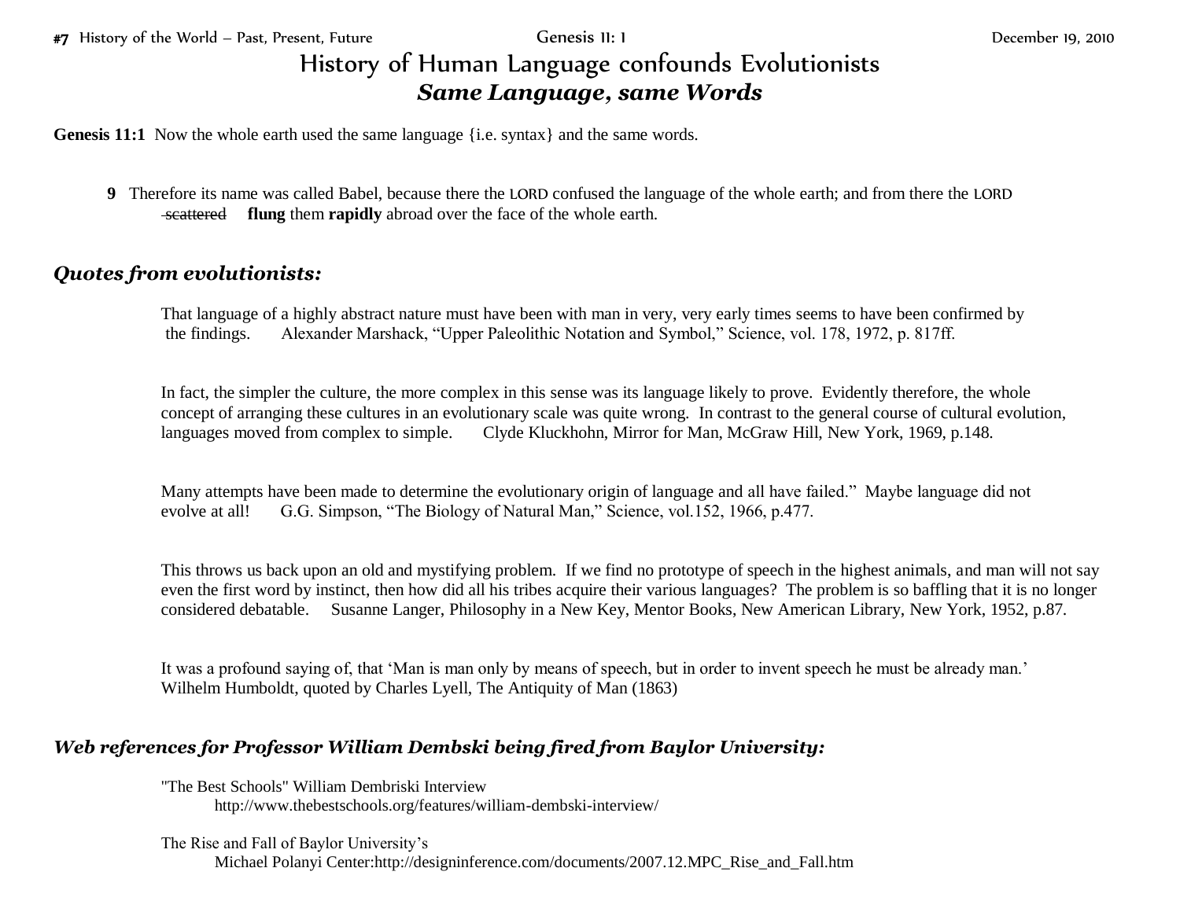# History of Human Language confounds Evolutionists

## ***Same Language, same Words***

**Genesis 11:1** Now the whole earth used the same language {i.e. syntax} and the same words.

**9** Therefore its name was called Babel, because there the LORD confused the language of the whole earth; and from there the LORD ~~scattered~~ **flung** them **rapidly** abroad over the face of the whole earth.

### ***Quotes from evolutionists:***

That language of a highly abstract nature must have been with man in very, very early times seems to have been confirmed by the findings. Alexander Marshack, "Upper Paleolithic Notation and Symbol," Science, vol. 178, 1972, p. 817ff.

In fact, the simpler the culture, the more complex in this sense was its language likely to prove. Evidently therefore, the whole concept of arranging these cultures in an evolutionary scale was quite wrong. In contrast to the general course of cultural evolution, languages moved from complex to simple. Clyde Kluckhohn, Mirror for Man, McGraw Hill, New York, 1969, p.148.

Many attempts have been made to determine the evolutionary origin of language and all have failed." Maybe language did not evolve at all! G.G. Simpson, "The Biology of Natural Man," Science, vol.152, 1966, p.477.

This throws us back upon an old and mystifying problem. If we find no prototype of speech in the highest animals, and man will not say even the first word by instinct, then how did all his tribes acquire their various languages? The problem is so baffling that it is no longer considered debatable. Susanne Langer, Philosophy in a New Key, Mentor Books, New American Library, New York, 1952, p.87.

It was a profound saying of, that 'Man is man only by means of speech, but in order to invent speech he must be already man.' Wilhelm Humboldt, quoted by Charles Lyell, The Antiquity of Man (1863)

### ***Web references for Professor William Dembski being fired from Baylor University:***

"The Best Schools" William Dembriski Interview
http://www.thebestschools.org/features/william-dembski-interview/

The Rise and Fall of Baylor University's
Michael Polanyi Center:http://designinference.com/documents/2007.12.MPC_Rise_and_Fall.htm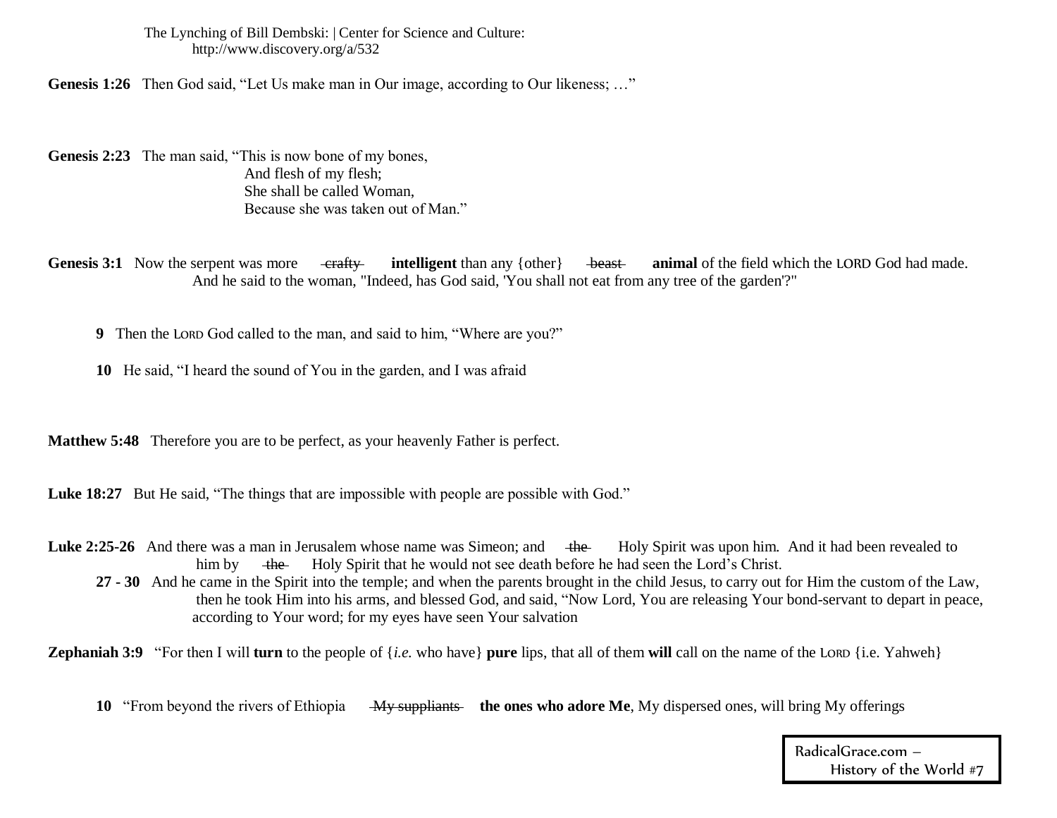The Lynching of Bill Dembski: | Center for Science and Culture: http://www.discovery.org/a/532

**Genesis 1:26** Then God said, “Let Us make man in Our image, according to Our likeness; …”

**Genesis 2:23** The man said, “This is now bone of my bones,
And flesh of my flesh;
She shall be called Woman,
Because she was taken out of Man.”

**Genesis 3:1** Now the serpent was more ~~crafty~~ **intelligent** than any {other} ~~beast~~ **animal** of the field which the LORD God had made. And he said to the woman, "Indeed, has God said, 'You shall not eat from any tree of the garden'?"

**9** Then the LORD God called to the man, and said to him, “Where are you?”

**10** He said, “I heard the sound of You in the garden, and I was afraid

**Matthew 5:48** Therefore you are to be perfect, as your heavenly Father is perfect.

**Luke 18:27** But He said, “The things that are impossible with people are possible with God.”

**Luke 2:25-26** And there was a man in Jerusalem whose name was Simeon; and ~~the~~ Holy Spirit was upon him. And it had been revealed to him by ~~the~~ Holy Spirit that he would not see death before he had seen the Lord’s Christ.

**27 - 30** And he came in the Spirit into the temple; and when the parents brought in the child Jesus, to carry out for Him the custom of the Law, then he took Him into his arms, and blessed God, and said, “Now Lord, You are releasing Your bond-servant to depart in peace, according to Your word; for my eyes have seen Your salvation

**Zephaniah 3:9** “For then I will **turn** to the people of {*i.e.* who have} **pure** lips, that all of them **will** call on the name of the LORD {i.e. Yahweh}

**10** “From beyond the rivers of Ethiopia ~~My suppliants~~ **the ones who adore Me**, My dispersed ones, will bring My offerings

RadicalGrace.com – History of the World #7